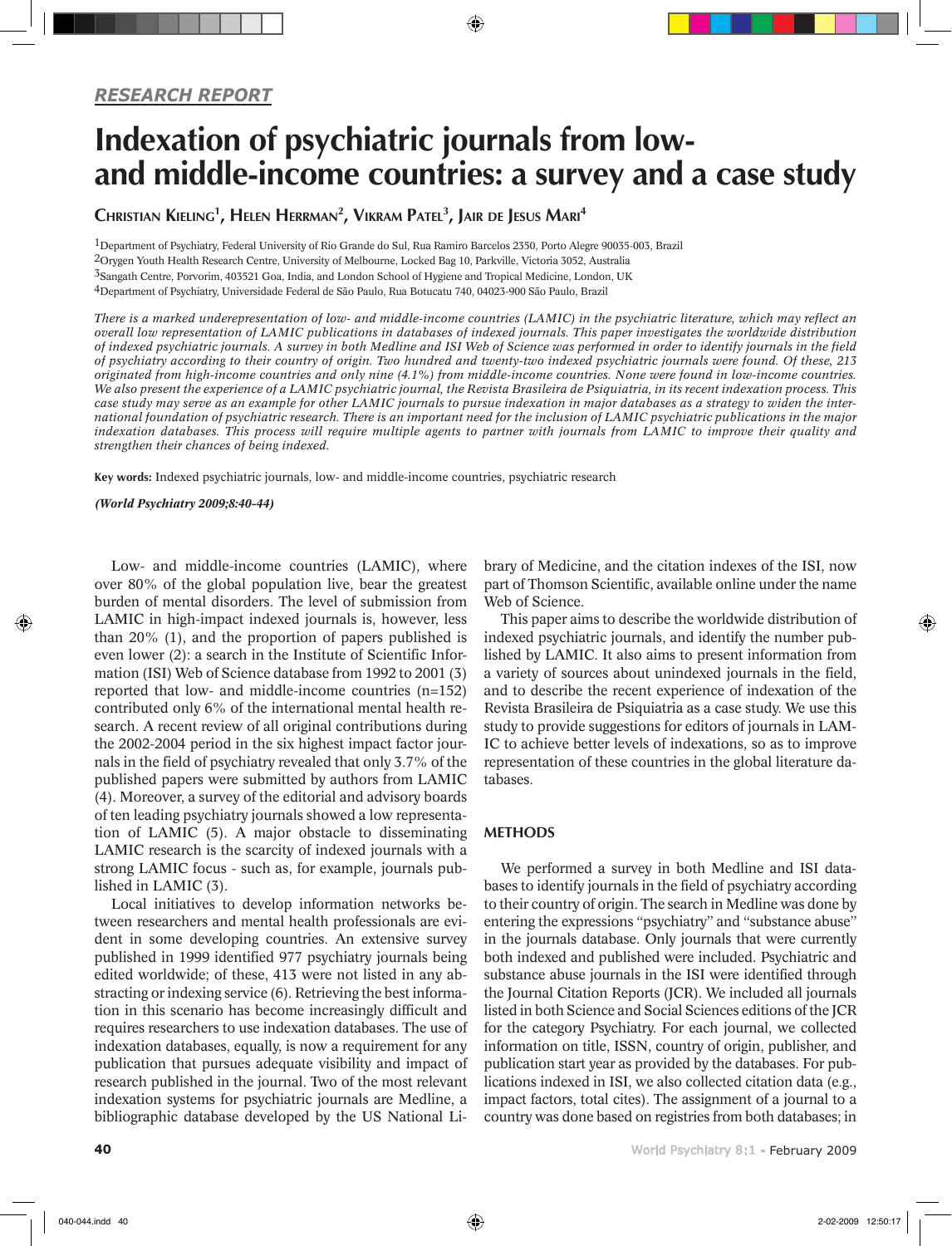*RESEARCH REPORT*

# Indexation of psychiatric journals from low- and middle-income countries: a survey and a case study

Christian Kieling[1], Helen Herrman[2], Vikram Patel[3], Jair de Jesus Mari[4]

[1]Department of Psychiatry, Federal University of Rio Grande do Sul, Rua Ramiro Barcelos 2350, Porto Alegre 90035-003, Brazil
[2]Orygen Youth Health Research Centre, University of Melbourne, Locked Bag 10, Parkville, Victoria 3052, Australia
[3]Sangath Centre, Porvorim, 403521 Goa, India, and London School of Hygiene and Tropical Medicine, London, UK
[4]Department of Psychiatry, Universidade Federal de São Paulo, Rua Botucatu 740, 04023-900 São Paulo, Brazil

*There is a marked underepresentation of low- and middle-income countries (LAMIC) in the psychiatric literature, which may reflect an overall low representation of LAMIC publications in databases of indexed journals. This paper investigates the worldwide distribution of indexed psychiatric journals. A survey in both Medline and ISI Web of Science was performed in order to identify journals in the field of psychiatry according to their country of origin. Two hundred and twenty-two indexed psychiatric journals were found. Of these, 213 originated from high-income countries and only nine (4.1%) from middle-income countries. None were found in low-income countries. We also present the experience of a LAMIC psychiatric journal, the Revista Brasileira de Psiquiatria, in its recent indexation process. This case study may serve as an example for other LAMIC journals to pursue indexation in major databases as a strategy to widen the international foundation of psychiatric research. There is an important need for the inclusion of LAMIC psychiatric publications in the major indexation databases. This process will require multiple agents to partner with journals from LAMIC to improve their quality and strengthen their chances of being indexed.*

**Key words:** Indexed psychiatric journals, low- and middle-income countries, psychiatric research

***(World Psychiatry 2009;8:40-44)***

Low- and middle-income countries (LAMIC), where over 80% of the global population live, bear the greatest burden of mental disorders. The level of submission from LAMIC in high-impact indexed journals is, however, less than 20% (1), and the proportion of papers published is even lower (2): a search in the Institute of Scientific Information (ISI) Web of Science database from 1992 to 2001 (3) reported that low- and middle-income countries (n=152) contributed only 6% of the international mental health research. A recent review of all original contributions during the 2002-2004 period in the six highest impact factor journals in the field of psychiatry revealed that only 3.7% of the published papers were submitted by authors from LAMIC (4). Moreover, a survey of the editorial and advisory boards of ten leading psychiatry journals showed a low representation of LAMIC (5). A major obstacle to disseminating LAMIC research is the scarcity of indexed journals with a strong LAMIC focus - such as, for example, journals published in LAMIC (3).

Local initiatives to develop information networks between researchers and mental health professionals are evident in some developing countries. An extensive survey published in 1999 identified 977 psychiatry journals being edited worldwide; of these, 413 were not listed in any abstracting or indexing service (6). Retrieving the best information in this scenario has become increasingly difficult and requires researchers to use indexation databases. The use of indexation databases, equally, is now a requirement for any publication that pursues adequate visibility and impact of research published in the journal. Two of the most relevant indexation systems for psychiatric journals are Medline, a bibliographic database developed by the US National Library of Medicine, and the citation indexes of the ISI, now part of Thomson Scientific, available online under the name Web of Science.

This paper aims to describe the worldwide distribution of indexed psychiatric journals, and identify the number published by LAMIC. It also aims to present information from a variety of sources about unindexed journals in the field, and to describe the recent experience of indexation of the Revista Brasileira de Psiquiatria as a case study. We use this study to provide suggestions for editors of journals in LAMIC to achieve better levels of indexations, so as to improve representation of these countries in the global literature databases.

## METHODS

We performed a survey in both Medline and ISI databases to identify journals in the field of psychiatry according to their country of origin. The search in Medline was done by entering the expressions "psychiatry" and "substance abuse" in the journals database. Only journals that were currently both indexed and published were included. Psychiatric and substance abuse journals in the ISI were identified through the Journal Citation Reports (JCR). We included all journals listed in both Science and Social Sciences editions of the JCR for the category Psychiatry. For each journal, we collected information on title, ISSN, country of origin, publisher, and publication start year as provided by the databases. For publications indexed in ISI, we also collected citation data (e.g., impact factors, total cites). The assignment of a journal to a country was done based on registries from both databases; in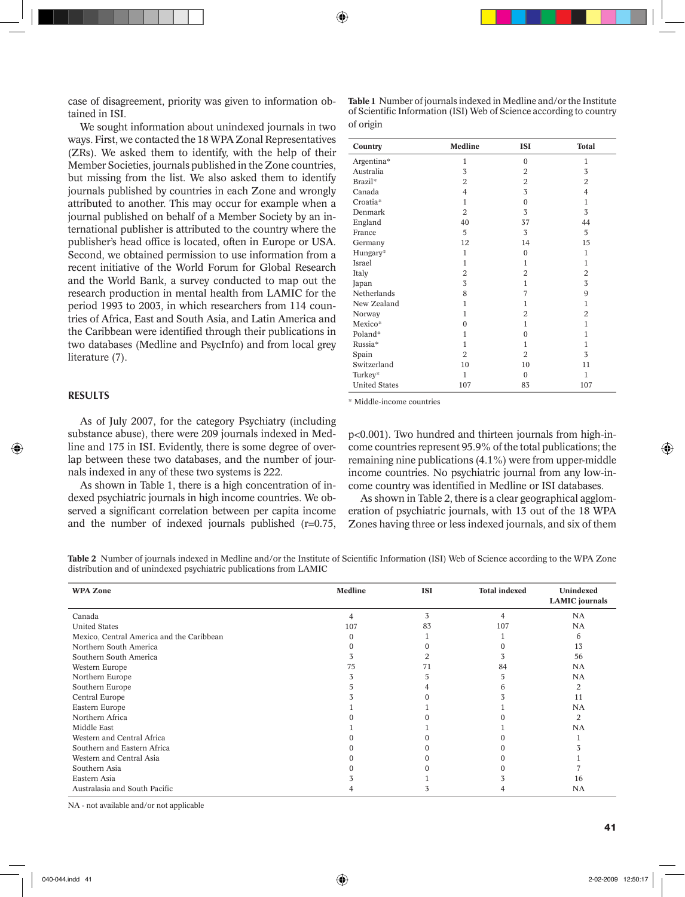case of disagreement, priority was given to information obtained in ISI.

We sought information about unindexed journals in two ways. First, we contacted the 18 WPA Zonal Representatives (ZRs). We asked them to identify, with the help of their Member Societies, journals published in the Zone countries, but missing from the list. We also asked them to identify journals published by countries in each Zone and wrongly attributed to another. This may occur for example when a journal published on behalf of a Member Society by an international publisher is attributed to the country where the publisher's head office is located, often in Europe or USA. Second, we obtained permission to use information from a recent initiative of the World Forum for Global Research and the World Bank, a survey conducted to map out the research production in mental health from LAMIC for the period 1993 to 2003, in which researchers from 114 countries of Africa, East and South Asia, and Latin America and the Caribbean were identified through their publications in two databases (Medline and PsycInfo) and from local grey literature (7).

## RESULTS

As of July 2007, for the category Psychiatry (including substance abuse), there were 209 journals indexed in Medline and 175 in ISI. Evidently, there is some degree of overlap between these two databases, and the number of journals indexed in any of these two systems is 222.

As shown in Table 1, there is a high concentration of indexed psychiatric journals in high income countries. We observed a significant correlation between per capita income and the number of indexed journals published ($r=0.75$, $p<0.001$). Two hundred and thirteen journals from high-income countries represent 95.9% of the total publications; the remaining nine publications (4.1%) were from upper-middle income countries. No psychiatric journal from any low-income country was identified in Medline or ISI databases.

As shown in Table 2, there is a clear geographical agglomeration of psychiatric journals, with 13 out of the 18 WPA Zones having three or less indexed journals, and six of them

**Table 1** Number of journals indexed in Medline and/or the Institute of Scientific Information (ISI) Web of Science according to country of origin

| Country | Medline | ISI | Total |
|---|---|---|---|
| Argentina* | 1 | 0 | 1 |
| Australia | 3 | 2 | 3 |
| Brazil* | 2 | 2 | 2 |
| Canada | 4 | 3 | 4 |
| Croatia* | 1 | 0 | 1 |
| Denmark | 2 | 3 | 3 |
| England | 40 | 37 | 44 |
| France | 5 | 3 | 5 |
| Germany | 12 | 14 | 15 |
| Hungary* | 1 | 0 | 1 |
| Israel | 1 | 1 | 1 |
| Italy | 2 | 2 | 2 |
| Japan | 3 | 1 | 3 |
| Netherlands | 8 | 7 | 9 |
| New Zealand | 1 | 1 | 1 |
| Norway | 1 | 2 | 2 |
| Mexico* | 0 | 1 | 1 |
| Poland* | 1 | 0 | 1 |
| Russia* | 1 | 1 | 1 |
| Spain | 2 | 2 | 3 |
| Switzerland | 10 | 10 | 11 |
| Turkey* | 1 | 0 | 1 |
| United States | 107 | 83 | 107 |

* Middle-income countries

**Table 2** Number of journals indexed in Medline and/or the Institute of Scientific Information (ISI) Web of Science according to the WPA Zone distribution and of unindexed psychiatric publications from LAMIC

| WPA Zone | Medline | ISI | Total indexed | Unindexed LAMIC journals |
|---|---|---|---|---|
| Canada | 4 | 3 | 4 | NA |
| United States | 107 | 83 | 107 | NA |
| Mexico, Central America and the Caribbean | 0 | 1 | 1 | 6 |
| Northern South America | 0 | 0 | 0 | 13 |
| Southern South America | 3 | 2 | 3 | 56 |
| Western Europe | 75 | 71 | 84 | NA |
| Northern Europe | 3 | 5 | 5 | NA |
| Southern Europe | 5 | 4 | 6 | 2 |
| Central Europe | 3 | 0 | 3 | 11 |
| Eastern Europe | 1 | 1 | 1 | NA |
| Northern Africa | 0 | 0 | 0 | 2 |
| Middle East | 1 | 1 | 1 | NA |
| Western and Central Africa | 0 | 0 | 0 | 1 |
| Southern and Eastern Africa | 0 | 0 | 0 | 3 |
| Western and Central Asia | 0 | 0 | 0 | 1 |
| Southern Asia | 0 | 0 | 0 | 7 |
| Eastern Asia | 3 | 1 | 3 | 16 |
| Australasia and South Pacific | 4 | 3 | 4 | NA |

NA - not available and/or not applicable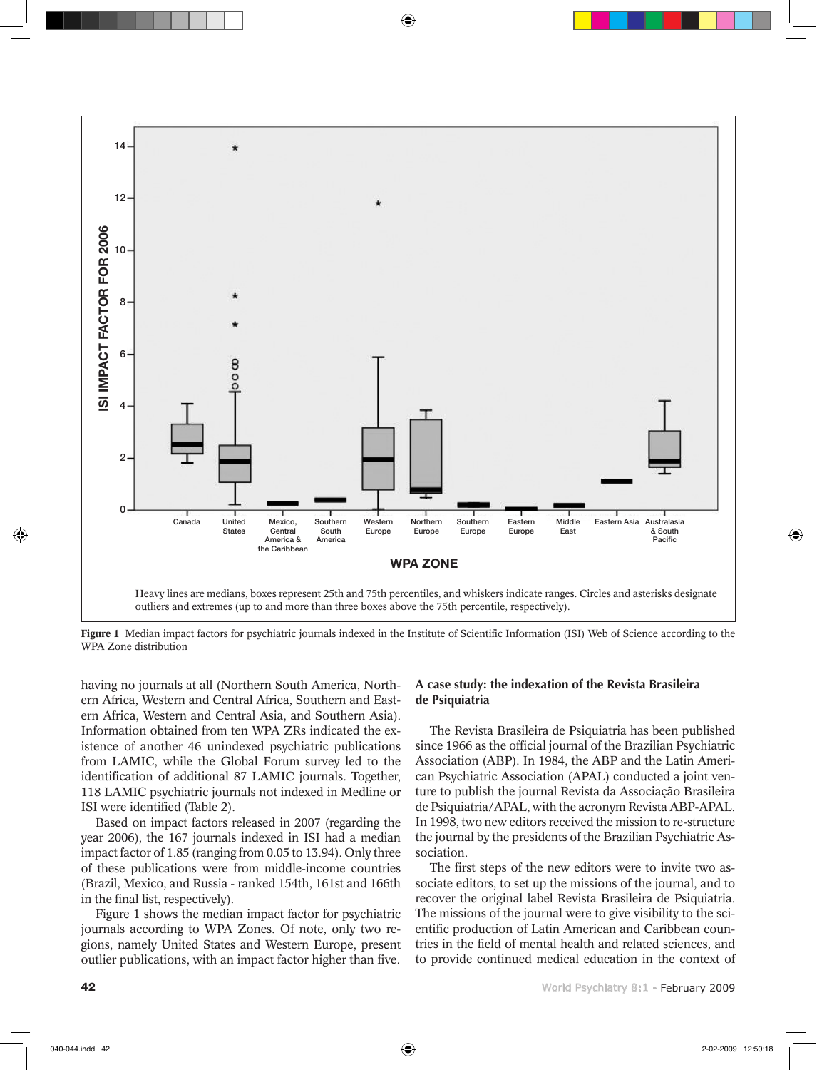Heavy lines are medians, boxes represent 25th and 75th percentiles, and whiskers indicate ranges. Circles and asterisks designate outliers and extremes (up to and more than three boxes above the 75th percentile, respectively).

**Figure 1** Median impact factors for psychiatric journals indexed in the Institute of Scientific Information (ISI) Web of Science according to the WPA Zone distribution

having no journals at all (Northern South America, Northern Africa, Western and Central Africa, Southern and Eastern Africa, Western and Central Asia, and Southern Asia). Information obtained from ten WPA ZRs indicated the existence of another 46 unindexed psychiatric publications from LAMIC, while the Global Forum survey led to the identification of additional 87 LAMIC journals. Together, 118 LAMIC psychiatric journals not indexed in Medline or ISI were identified (Table 2).

Based on impact factors released in 2007 (regarding the year 2006), the 167 journals indexed in ISI had a median impact factor of 1.85 (ranging from 0.05 to 13.94). Only three of these publications were from middle-income countries (Brazil, Mexico, and Russia - ranked 154th, 161st and 166th in the final list, respectively).

Figure 1 shows the median impact factor for psychiatric journals according to WPA Zones. Of note, only two regions, namely United States and Western Europe, present outlier publications, with an impact factor higher than five.

### A case study: the indexation of the Revista Brasileira de Psiquiatria

The Revista Brasileira de Psiquiatria has been published since 1966 as the official journal of the Brazilian Psychiatric Association (ABP). In 1984, the ABP and the Latin American Psychiatric Association (APAL) conducted a joint venture to publish the journal Revista da Associação Brasileira de Psiquiatria/APAL, with the acronym Revista ABP-APAL. In 1998, two new editors received the mission to re-structure the journal by the presidents of the Brazilian Psychiatric Association.

The first steps of the new editors were to invite two associate editors, to set up the missions of the journal, and to recover the original label Revista Brasileira de Psiquiatria. The missions of the journal were to give visibility to the scientific production of Latin American and Caribbean countries in the field of mental health and related sciences, and to provide continued medical education in the context of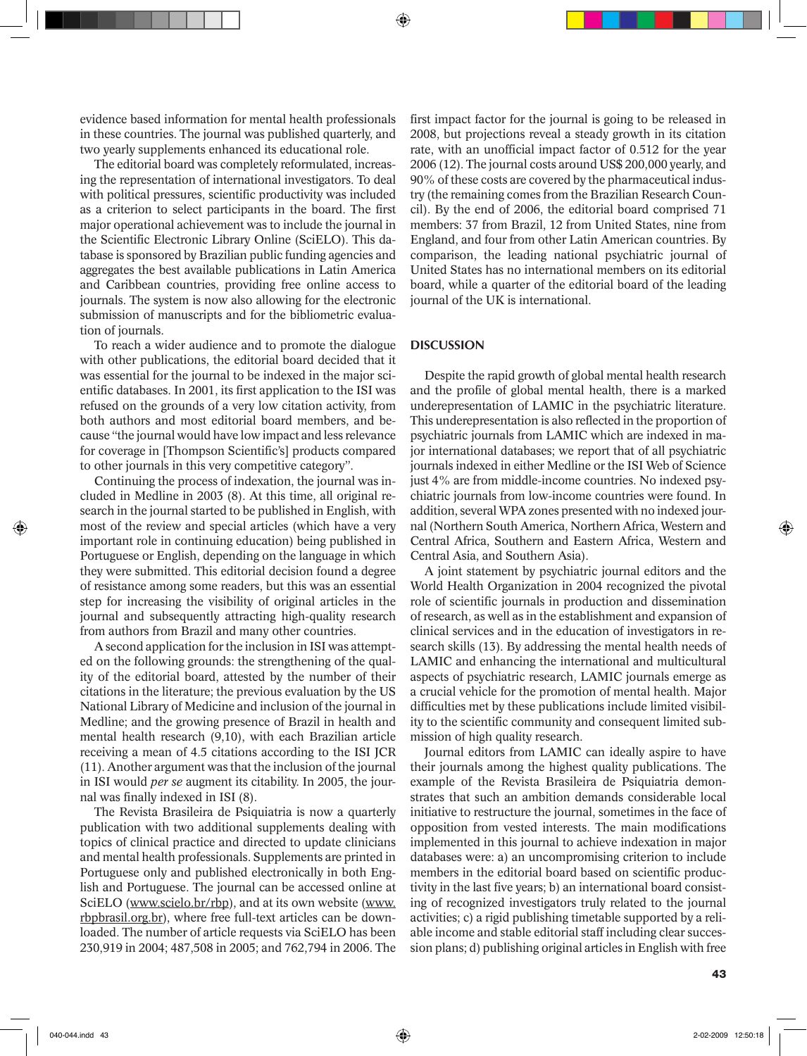evidence based information for mental health professionals in these countries. The journal was published quarterly, and two yearly supplements enhanced its educational role.

The editorial board was completely reformulated, increasing the representation of international investigators. To deal with political pressures, scientific productivity was included as a criterion to select participants in the board. The first major operational achievement was to include the journal in the Scientific Electronic Library Online (SciELO). This database is sponsored by Brazilian public funding agencies and aggregates the best available publications in Latin America and Caribbean countries, providing free online access to journals. The system is now also allowing for the electronic submission of manuscripts and for the bibliometric evaluation of journals.

To reach a wider audience and to promote the dialogue with other publications, the editorial board decided that it was essential for the journal to be indexed in the major scientific databases. In 2001, its first application to the ISI was refused on the grounds of a very low citation activity, from both authors and most editorial board members, and because "the journal would have low impact and less relevance for coverage in [Thompson Scientific's] products compared to other journals in this very competitive category".

Continuing the process of indexation, the journal was included in Medline in 2003 (8). At this time, all original research in the journal started to be published in English, with most of the review and special articles (which have a very important role in continuing education) being published in Portuguese or English, depending on the language in which they were submitted. This editorial decision found a degree of resistance among some readers, but this was an essential step for increasing the visibility of original articles in the journal and subsequently attracting high-quality research from authors from Brazil and many other countries.

A second application for the inclusion in ISI was attempted on the following grounds: the strengthening of the quality of the editorial board, attested by the number of their citations in the literature; the previous evaluation by the US National Library of Medicine and inclusion of the journal in Medline; and the growing presence of Brazil in health and mental health research (9,10), with each Brazilian article receiving a mean of 4.5 citations according to the ISI JCR (11). Another argument was that the inclusion of the journal in ISI would *per se* augment its citability. In 2005, the journal was finally indexed in ISI (8).

The Revista Brasileira de Psiquiatria is now a quarterly publication with two additional supplements dealing with topics of clinical practice and directed to update clinicians and mental health professionals. Supplements are printed in Portuguese only and published electronically in both English and Portuguese. The journal can be accessed online at SciELO (www.scielo.br/rbp), and at its own website (www.rbpbrasil.org.br), where free full-text articles can be downloaded. The number of article requests via SciELO has been 230,919 in 2004; 487,508 in 2005; and 762,794 in 2006. The first impact factor for the journal is going to be released in 2008, but projections reveal a steady growth in its citation rate, with an unofficial impact factor of 0.512 for the year 2006 (12). The journal costs around US$ 200,000 yearly, and 90% of these costs are covered by the pharmaceutical industry (the remaining comes from the Brazilian Research Council). By the end of 2006, the editorial board comprised 71 members: 37 from Brazil, 12 from United States, nine from England, and four from other Latin American countries. By comparison, the leading national psychiatric journal of United States has no international members on its editorial board, while a quarter of the editorial board of the leading journal of the UK is international.

## DISCUSSION

Despite the rapid growth of global mental health research and the profile of global mental health, there is a marked underepresentation of LAMIC in the psychiatric literature. This underepresentation is also reflected in the proportion of psychiatric journals from LAMIC which are indexed in major international databases; we report that of all psychiatric journals indexed in either Medline or the ISI Web of Science just 4% are from middle-income countries. No indexed psychiatric journals from low-income countries were found. In addition, several WPA zones presented with no indexed journal (Northern South America, Northern Africa, Western and Central Africa, Southern and Eastern Africa, Western and Central Asia, and Southern Asia).

A joint statement by psychiatric journal editors and the World Health Organization in 2004 recognized the pivotal role of scientific journals in production and dissemination of research, as well as in the establishment and expansion of clinical services and in the education of investigators in research skills (13). By addressing the mental health needs of LAMIC and enhancing the international and multicultural aspects of psychiatric research, LAMIC journals emerge as a crucial vehicle for the promotion of mental health. Major difficulties met by these publications include limited visibility to the scientific community and consequent limited submission of high quality research.

Journal editors from LAMIC can ideally aspire to have their journals among the highest quality publications. The example of the Revista Brasileira de Psiquiatria demonstrates that such an ambition demands considerable local initiative to restructure the journal, sometimes in the face of opposition from vested interests. The main modifications implemented in this journal to achieve indexation in major databases were: a) an uncompromising criterion to include members in the editorial board based on scientific productivity in the last five years; b) an international board consisting of recognized investigators truly related to the journal activities; c) a rigid publishing timetable supported by a reliable income and stable editorial staff including clear succession plans; d) publishing original articles in English with free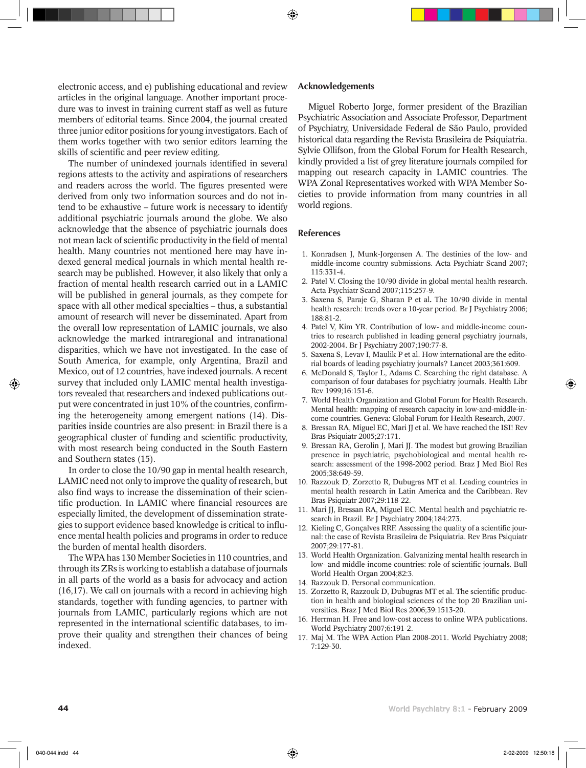electronic access, and e) publishing educational and review articles in the original language. Another important procedure was to invest in training current staff as well as future members of editorial teams. Since 2004, the journal created three junior editor positions for young investigators. Each of them works together with two senior editors learning the skills of scientific and peer review editing.

The number of unindexed journals identified in several regions attests to the activity and aspirations of researchers and readers across the world. The figures presented were derived from only two information sources and do not intend to be exhaustive – future work is necessary to identify additional psychiatric journals around the globe. We also acknowledge that the absence of psychiatric journals does not mean lack of scientific productivity in the field of mental health. Many countries not mentioned here may have indexed general medical journals in which mental health research may be published. However, it also likely that only a fraction of mental health research carried out in a LAMIC will be published in general journals, as they compete for space with all other medical specialties – thus, a substantial amount of research will never be disseminated. Apart from the overall low representation of LAMIC journals, we also acknowledge the marked intraregional and intranational disparities, which we have not investigated. In the case of South America, for example, only Argentina, Brazil and Mexico, out of 12 countries, have indexed journals. A recent survey that included only LAMIC mental health investigators revealed that researchers and indexed publications output were concentrated in just 10% of the countries, confirming the heterogeneity among emergent nations (14). Disparities inside countries are also present: in Brazil there is a geographical cluster of funding and scientific productivity, with most research being conducted in the South Eastern and Southern states (15).

In order to close the 10/90 gap in mental health research, LAMIC need not only to improve the quality of research, but also find ways to increase the dissemination of their scientific production. In LAMIC where financial resources are especially limited, the development of dissemination strategies to support evidence based knowledge is critical to influence mental health policies and programs in order to reduce the burden of mental health disorders.

The WPA has 130 Member Societies in 110 countries, and through its ZRs is working to establish a database of journals in all parts of the world as a basis for advocacy and action (16,17). We call on journals with a record in achieving high standards, together with funding agencies, to partner with journals from LAMIC, particularly regions which are not represented in the international scientific databases, to improve their quality and strengthen their chances of being indexed.

## Acknowledgements

Miguel Roberto Jorge, former president of the Brazilian Psychiatric Association and Associate Professor, Department of Psychiatry, Universidade Federal de São Paulo, provided historical data regarding the Revista Brasileira de Psiquiatria. Sylvie Ollifson, from the Global Forum for Health Research, kindly provided a list of grey literature journals compiled for mapping out research capacity in LAMIC countries. The WPA Zonal Representatives worked with WPA Member Societies to provide information from many countries in all world regions.

## References

1. Konradsen J, Munk-Jorgensen A. The destinies of the low- and middle-income country submissions. Acta Psychiatr Scand 2007; 115:331-4.
2. Patel V. Closing the 10/90 divide in global mental health research. Acta Psychiatr Scand 2007;115:257-9.
3. Saxena S, Paraje G, Sharan P et al. The 10/90 divide in mental health research: trends over a 10-year period. Br J Psychiatry 2006; 188:81-2.
4. Patel V, Kim YR. Contribution of low- and middle-income countries to research published in leading general psychiatry journals, 2002-2004. Br J Psychiatry 2007;190:77-8.
5. Saxena S, Levav I, Maulik P et al. How international are the editorial boards of leading psychiatry journals? Lancet 2003;361:609.
6. McDonald S, Taylor L, Adams C. Searching the right database. A comparison of four databases for psychiatry journals. Health Libr Rev 1999;16:151-6.
7. World Health Organization and Global Forum for Health Research. Mental health: mapping of research capacity in low-and-middle-income countries. Geneva: Global Forum for Health Research, 2007.
8. Bressan RA, Miguel EC, Mari JJ et al. We have reached the ISI! Rev Bras Psiquiatr 2005;27:171.
9. Bressan RA, Gerolin J, Mari JJ. The modest but growing Brazilian presence in psychiatric, psychobiological and mental health research: assessment of the 1998-2002 period. Braz J Med Biol Res 2005;38:649-59.
10. Razzouk D, Zorzetto R, Dubugras MT et al. Leading countries in mental health research in Latin America and the Caribbean. Rev Bras Psiquiatr 2007;29:118-22.
11. Mari JJ, Bressan RA, Miguel EC. Mental health and psychiatric research in Brazil. Br J Psychiatry 2004;184:273.
12. Kieling C, Gonçalves RRF. Assessing the quality of a scientific journal: the case of Revista Brasileira de Psiquiatria. Rev Bras Psiquiatr 2007;29:177-81.
13. World Health Organization. Galvanizing mental health research in low- and middle-income countries: role of scientific journals. Bull World Health Organ 2004;82:3.
14. Razzouk D. Personal communication.
15. Zorzetto R, Razzouk D, Dubugras MT et al. The scientific production in health and biological sciences of the top 20 Brazilian universities. Braz J Med Biol Res 2006;39:1513-20.
16. Herrman H. Free and low-cost access to online WPA publications. World Psychiatry 2007;6:191-2.
17. Maj M. The WPA Action Plan 2008-2011. World Psychiatry 2008; 7:129-30.